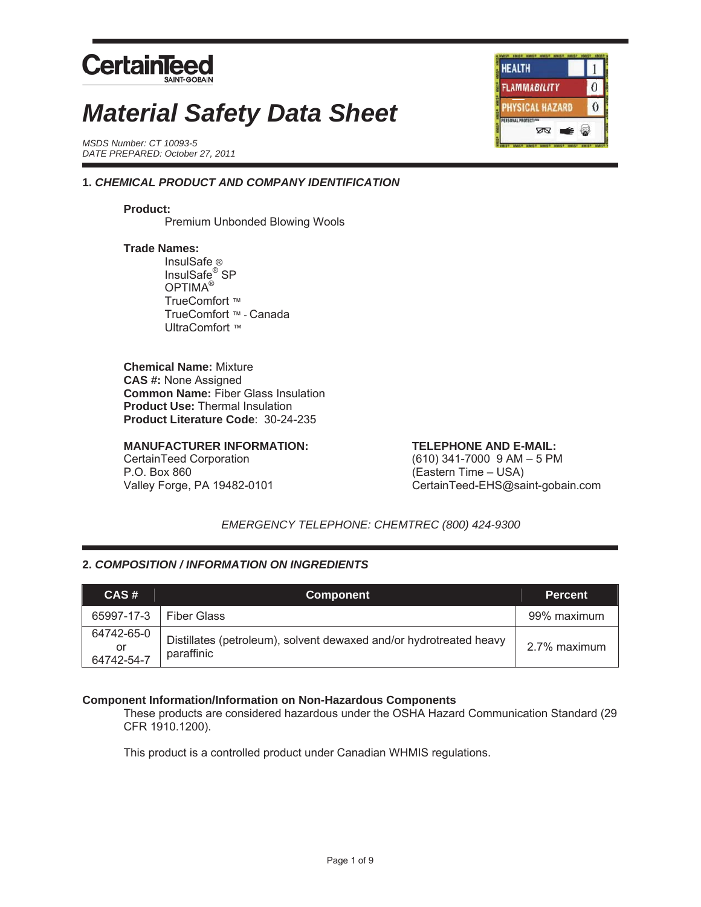CertainTeed
SAINT-GOBAIN

# Material Safety Data Sheet

*MSDS Number: CT 10093-5*
*DATE PREPARED: October 27, 2011*

| | |
|---|---|
| HEALTH | 1 |
| FLAMMABILITY | 0 |
| PHYSICAL HAZARD | 0 |
| PERSONAL PROTECTION | |

## 1. *CHEMICAL PRODUCT AND COMPANY IDENTIFICATION*

**Product:**
Premium Unbonded Blowing Wools

**Trade Names:**
InsulSafe ®
InsulSafe® SP
OPTIMA®
TrueComfort ™
TrueComfort ™ - Canada
UltraComfort ™

**Chemical Name:** Mixture
**CAS #:** None Assigned
**Common Name:** Fiber Glass Insulation
**Product Use:** Thermal Insulation
**Product Literature Code**: 30-24-235

**MANUFACTURER INFORMATION:**
CertainTeed Corporation
P.O. Box 860
Valley Forge, PA 19482-0101

**TELEPHONE AND E-MAIL:**
(610) 341-7000 9 AM – 5 PM
(Eastern Time – USA)
CertainTeed-EHS@saint-gobain.com

*EMERGENCY TELEPHONE: CHEMTREC (800) 424-9300*

## 2. *COMPOSITION / INFORMATION ON INGREDIENTS*

| CAS # | Component | Percent |
|---|---|---|
| 65997-17-3 | Fiber Glass | 99% maximum |
| 64742-65-0 or 64742-54-7 | Distillates (petroleum), solvent dewaxed and/or hydrotreated heavy paraffinic | 2.7% maximum |

**Component Information/Information on Non-Hazardous Components**

These products are considered hazardous under the OSHA Hazard Communication Standard (29 CFR 1910.1200).

This product is a controlled product under Canadian WHMIS regulations.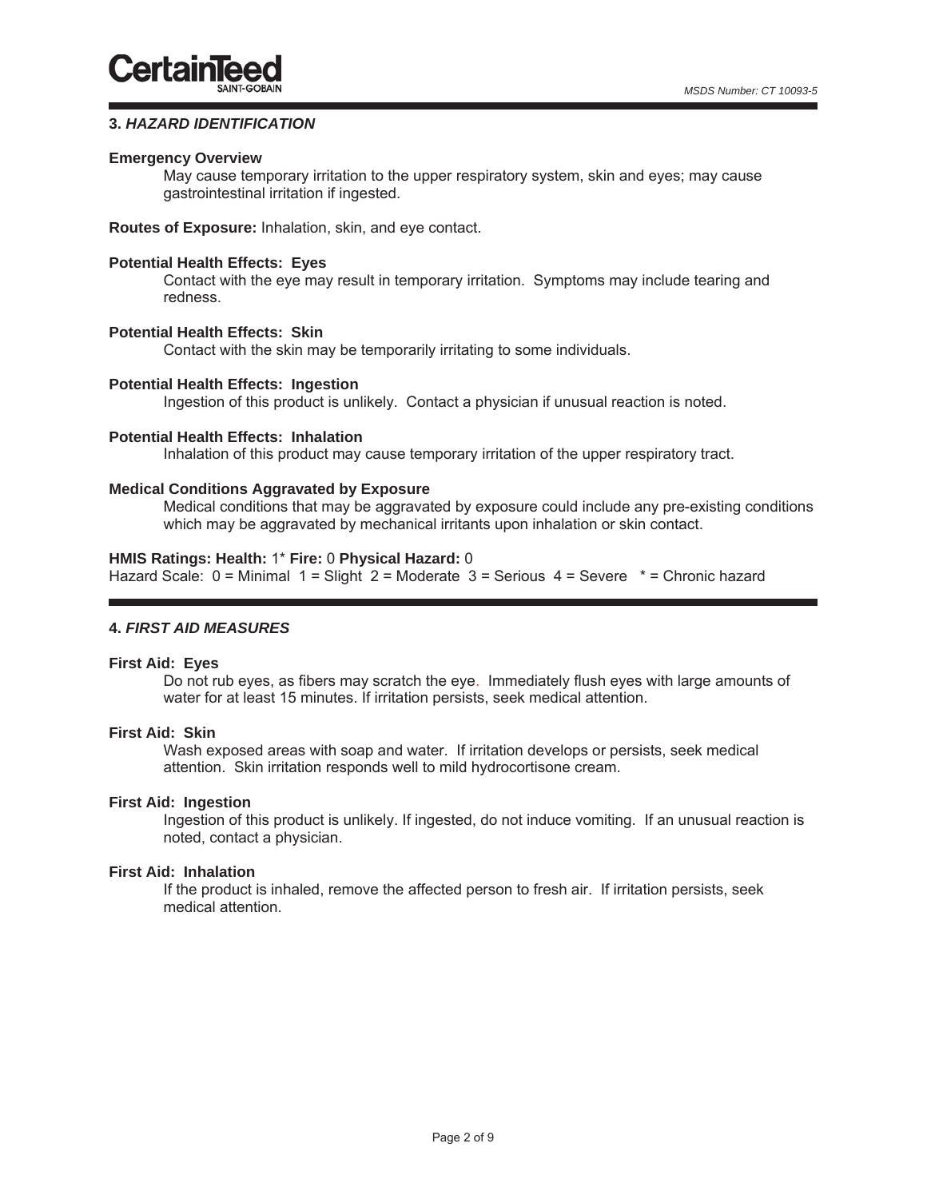## 3. *HAZARD IDENTIFICATION*

**Emergency Overview**

May cause temporary irritation to the upper respiratory system, skin and eyes; may cause gastrointestinal irritation if ingested.

**Routes of Exposure:** Inhalation, skin, and eye contact.

**Potential Health Effects: Eyes**

Contact with the eye may result in temporary irritation. Symptoms may include tearing and redness.

**Potential Health Effects: Skin**

Contact with the skin may be temporarily irritating to some individuals.

**Potential Health Effects: Ingestion**

Ingestion of this product is unlikely. Contact a physician if unusual reaction is noted.

**Potential Health Effects: Inhalation**

Inhalation of this product may cause temporary irritation of the upper respiratory tract.

**Medical Conditions Aggravated by Exposure**

Medical conditions that may be aggravated by exposure could include any pre-existing conditions which may be aggravated by mechanical irritants upon inhalation or skin contact.

**HMIS Ratings: Health:** 1* **Fire:** 0 **Physical Hazard:** 0

Hazard Scale: 0 = Minimal 1 = Slight 2 = Moderate 3 = Serious 4 = Severe * = Chronic hazard

## 4. *FIRST AID MEASURES*

**First Aid: Eyes**

Do not rub eyes, as fibers may scratch the eye. Immediately flush eyes with large amounts of water for at least 15 minutes. If irritation persists, seek medical attention.

**First Aid: Skin**

Wash exposed areas with soap and water. If irritation develops or persists, seek medical attention. Skin irritation responds well to mild hydrocortisone cream.

**First Aid: Ingestion**

Ingestion of this product is unlikely. If ingested, do not induce vomiting. If an unusual reaction is noted, contact a physician.

**First Aid: Inhalation**

If the product is inhaled, remove the affected person to fresh air. If irritation persists, seek medical attention.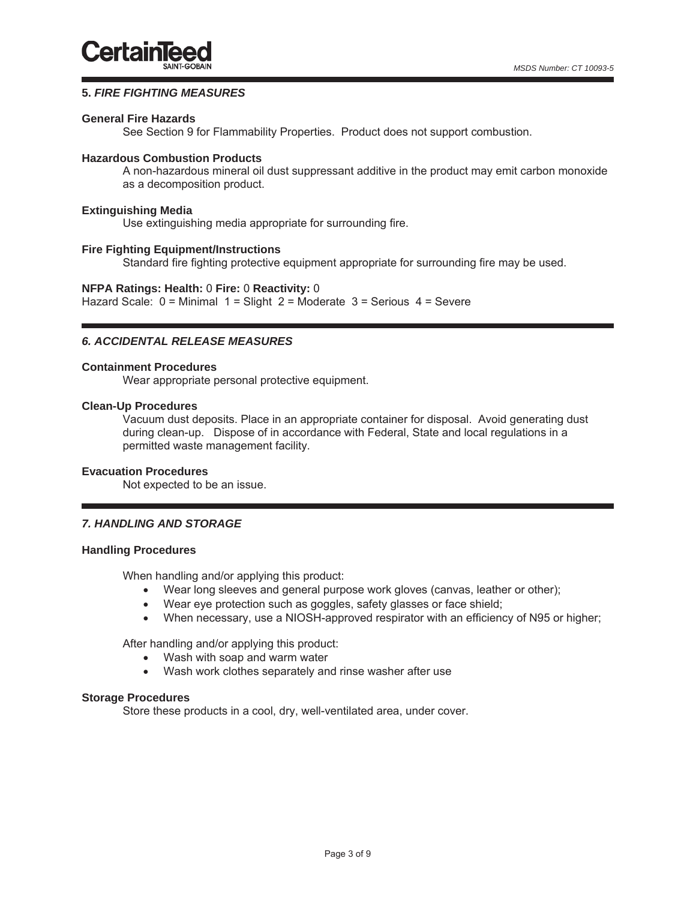## 5. *FIRE FIGHTING MEASURES*

**General Fire Hazards**

See Section 9 for Flammability Properties. Product does not support combustion.

**Hazardous Combustion Products**

A non-hazardous mineral oil dust suppressant additive in the product may emit carbon monoxide as a decomposition product.

**Extinguishing Media**

Use extinguishing media appropriate for surrounding fire.

**Fire Fighting Equipment/Instructions**

Standard fire fighting protective equipment appropriate for surrounding fire may be used.

**NFPA Ratings: Health:** 0 **Fire:** 0 **Reactivity:** 0

Hazard Scale: 0 = Minimal 1 = Slight 2 = Moderate 3 = Serious 4 = Severe

## *6. ACCIDENTAL RELEASE MEASURES*

**Containment Procedures**

Wear appropriate personal protective equipment.

**Clean-Up Procedures**

Vacuum dust deposits. Place in an appropriate container for disposal. Avoid generating dust during clean-up. Dispose of in accordance with Federal, State and local regulations in a permitted waste management facility.

**Evacuation Procedures**

Not expected to be an issue.

## *7. HANDLING AND STORAGE*

**Handling Procedures**

When handling and/or applying this product:

- Wear long sleeves and general purpose work gloves (canvas, leather or other);
- Wear eye protection such as goggles, safety glasses or face shield;
- When necessary, use a NIOSH-approved respirator with an efficiency of N95 or higher;

After handling and/or applying this product:

- Wash with soap and warm water
- Wash work clothes separately and rinse washer after use

**Storage Procedures**

Store these products in a cool, dry, well-ventilated area, under cover.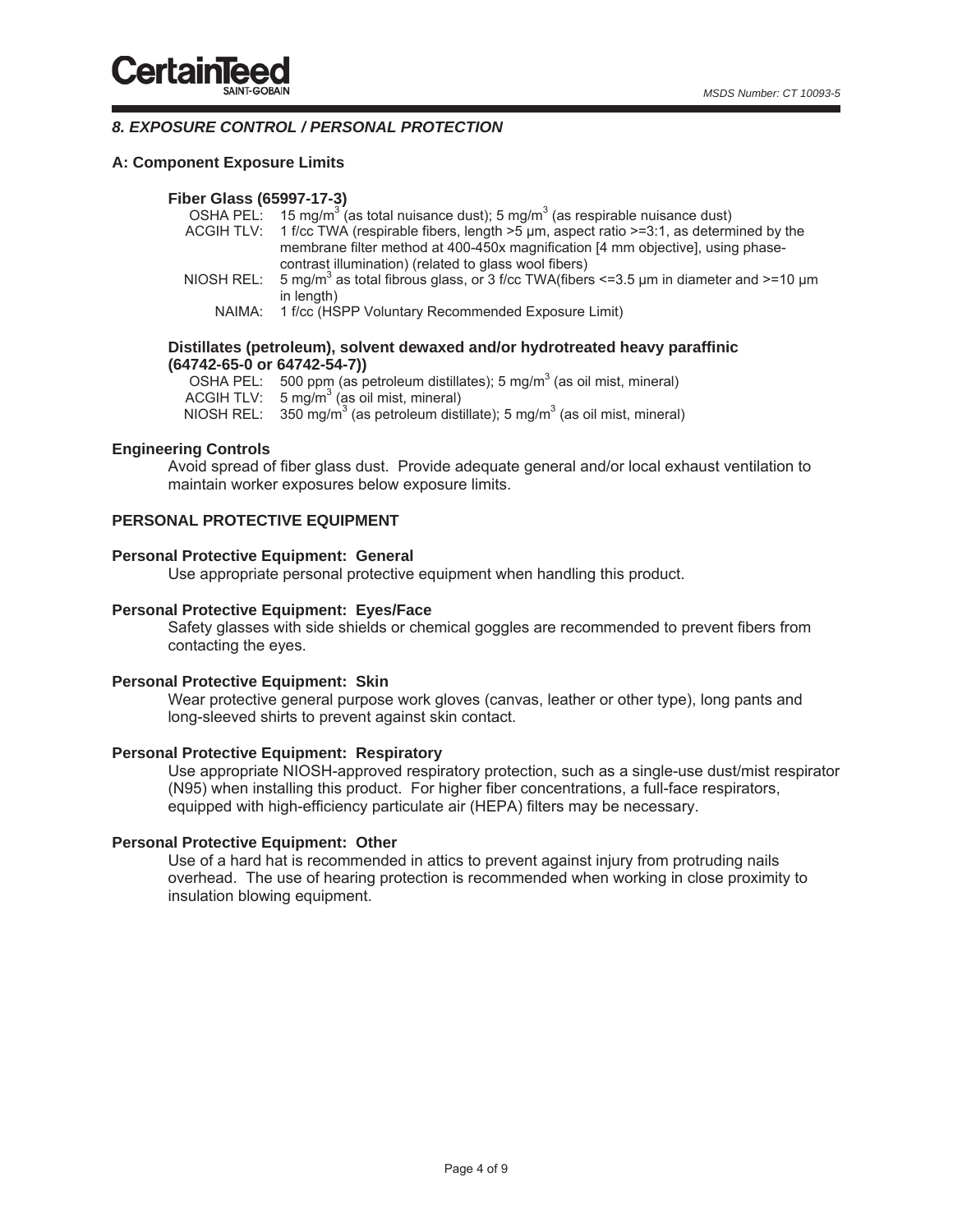## 8. EXPOSURE CONTROL / PERSONAL PROTECTION

### A: Component Exposure Limits

**Fiber Glass (65997-17-3)**

OSHA PEL: 15 mg/m$^3$ (as total nuisance dust); 5 mg/m$^3$ (as respirable nuisance dust)

ACGIH TLV: 1 f/cc TWA (respirable fibers, length >5 µm, aspect ratio >=3:1, as determined by the membrane filter method at 400-450x magnification [4 mm objective], using phase-contrast illumination) (related to glass wool fibers)

NIOSH REL: 5 mg/m$^3$ as total fibrous glass, or 3 f/cc TWA(fibers <=3.5 µm in diameter and >=10 µm in length)

NAIMA: 1 f/cc (HSPP Voluntary Recommended Exposure Limit)

**Distillates (petroleum), solvent dewaxed and/or hydrotreated heavy paraffinic (64742-65-0 or 64742-54-7))**

OSHA PEL: 500 ppm (as petroleum distillates); 5 mg/m$^3$ (as oil mist, mineral)

ACGIH TLV: 5 mg/m$^3$ (as oil mist, mineral)

NIOSH REL: 350 mg/m$^3$ (as petroleum distillate); 5 mg/m$^3$ (as oil mist, mineral)

**Engineering Controls**

Avoid spread of fiber glass dust. Provide adequate general and/or local exhaust ventilation to maintain worker exposures below exposure limits.

### PERSONAL PROTECTIVE EQUIPMENT

**Personal Protective Equipment: General**

Use appropriate personal protective equipment when handling this product.

**Personal Protective Equipment: Eyes/Face**

Safety glasses with side shields or chemical goggles are recommended to prevent fibers from contacting the eyes.

**Personal Protective Equipment: Skin**

Wear protective general purpose work gloves (canvas, leather or other type), long pants and long-sleeved shirts to prevent against skin contact.

**Personal Protective Equipment: Respiratory**

Use appropriate NIOSH-approved respiratory protection, such as a single-use dust/mist respirator (N95) when installing this product. For higher fiber concentrations, a full-face respirators, equipped with high-efficiency particulate air (HEPA) filters may be necessary.

**Personal Protective Equipment: Other**

Use of a hard hat is recommended in attics to prevent against injury from protruding nails overhead. The use of hearing protection is recommended when working in close proximity to insulation blowing equipment.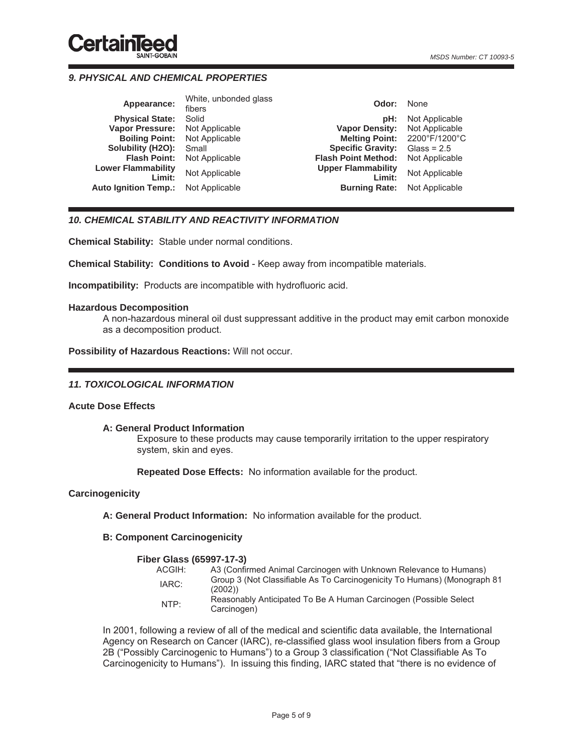## 9. PHYSICAL AND CHEMICAL PROPERTIES

| | | | |
|---|---|---|---|
| **Appearance:** | White, unbonded glass fibers | **Odor:** | None |
| **Physical State:** | Solid | **pH:** | Not Applicable |
| **Vapor Pressure:** | Not Applicable | **Vapor Density:** | Not Applicable |
| **Boiling Point:** | Not Applicable | **Melting Point:** | 2200°F/1200°C |
| **Solubility (H2O):** | Small | **Specific Gravity:** | Glass = 2.5 |
| **Flash Point:** | Not Applicable | **Flash Point Method:** | Not Applicable |
| **Lower Flammability Limit:** | Not Applicable | **Upper Flammability Limit:** | Not Applicable |
| **Auto Ignition Temp.:** | Not Applicable | **Burning Rate:** | Not Applicable |

## 10. CHEMICAL STABILITY AND REACTIVITY INFORMATION

**Chemical Stability:** Stable under normal conditions.

**Chemical Stability: Conditions to Avoid** - Keep away from incompatible materials.

**Incompatibility:** Products are incompatible with hydrofluoric acid.

**Hazardous Decomposition**

A non-hazardous mineral oil dust suppressant additive in the product may emit carbon monoxide as a decomposition product.

**Possibility of Hazardous Reactions:** Will not occur.

## 11. TOXICOLOGICAL INFORMATION

**Acute Dose Effects**

**A: General Product Information**

Exposure to these products may cause temporarily irritation to the upper respiratory system, skin and eyes.

**Repeated Dose Effects:** No information available for the product.

**Carcinogenicity**

**A: General Product Information:** No information available for the product.

**B: Component Carcinogenicity**

**Fiber Glass (65997-17-3)**

| | |
|---|---|
| ACGIH: | A3 (Confirmed Animal Carcinogen with Unknown Relevance to Humans) |
| IARC: | Group 3 (Not Classifiable As To Carcinogenicity To Humans) (Monograph 81 (2002)) |
| NTP: | Reasonably Anticipated To Be A Human Carcinogen (Possible Select Carcinogen) |

In 2001, following a review of all of the medical and scientific data available, the International Agency on Research on Cancer (IARC), re-classified glass wool insulation fibers from a Group 2B ("Possibly Carcinogenic to Humans") to a Group 3 classification ("Not Classifiable As To Carcinogenicity to Humans"). In issuing this finding, IARC stated that "there is no evidence of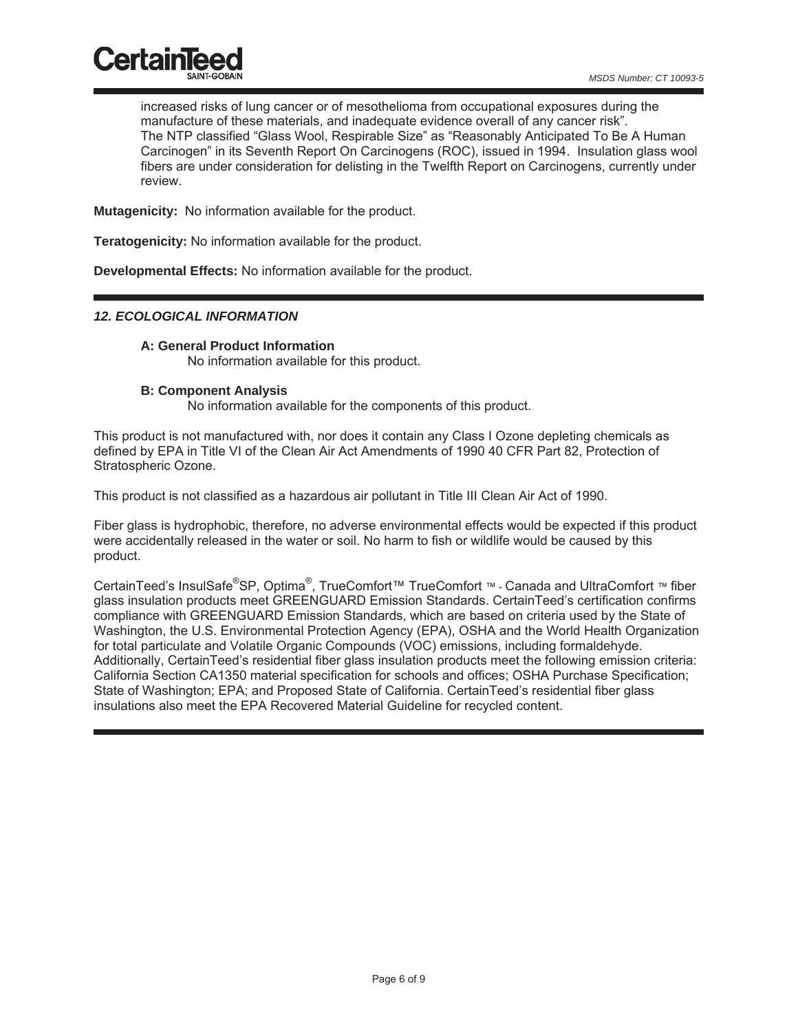increased risks of lung cancer or of mesothelioma from occupational exposures during the manufacture of these materials, and inadequate evidence overall of any cancer risk".
The NTP classified "Glass Wool, Respirable Size" as "Reasonably Anticipated To Be A Human Carcinogen" in its Seventh Report On Carcinogens (ROC), issued in 1994. Insulation glass wool fibers are under consideration for delisting in the Twelfth Report on Carcinogens, currently under review.

**Mutagenicity:** No information available for the product.

**Teratogenicity:** No information available for the product.

**Developmental Effects:** No information available for the product.

## *12. ECOLOGICAL INFORMATION*

**A: General Product Information**

No information available for this product.

**B: Component Analysis**

No information available for the components of this product.

This product is not manufactured with, nor does it contain any Class I Ozone depleting chemicals as defined by EPA in Title VI of the Clean Air Act Amendments of 1990 40 CFR Part 82, Protection of Stratospheric Ozone.

This product is not classified as a hazardous air pollutant in Title III Clean Air Act of 1990.

Fiber glass is hydrophobic, therefore, no adverse environmental effects would be expected if this product were accidentally released in the water or soil. No harm to fish or wildlife would be caused by this product.

CertainTeed's InsulSafe®SP, Optima®, TrueComfort™ TrueComfort ™ - Canada and UltraComfort ™ fiber glass insulation products meet GREENGUARD Emission Standards. CertainTeed's certification confirms compliance with GREENGUARD Emission Standards, which are based on criteria used by the State of Washington, the U.S. Environmental Protection Agency (EPA), OSHA and the World Health Organization for total particulate and Volatile Organic Compounds (VOC) emissions, including formaldehyde. Additionally, CertainTeed's residential fiber glass insulation products meet the following emission criteria: California Section CA1350 material specification for schools and offices; OSHA Purchase Specification; State of Washington; EPA; and Proposed State of California. CertainTeed's residential fiber glass insulations also meet the EPA Recovered Material Guideline for recycled content.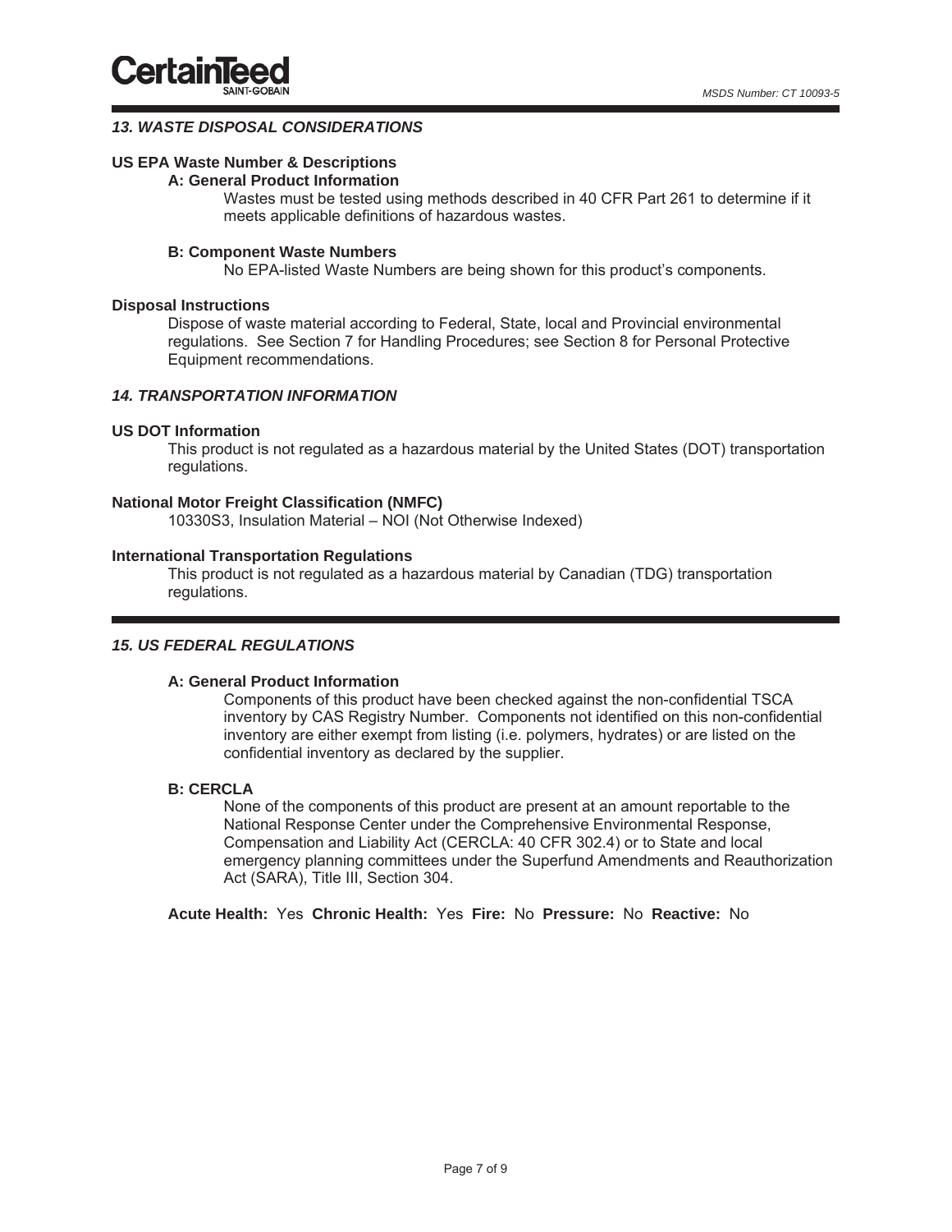## *13. WASTE DISPOSAL CONSIDERATIONS*

**US EPA Waste Number & Descriptions**

**A: General Product Information**

Wastes must be tested using methods described in 40 CFR Part 261 to determine if it meets applicable definitions of hazardous wastes.

**B: Component Waste Numbers**

No EPA-listed Waste Numbers are being shown for this product's components.

**Disposal Instructions**

Dispose of waste material according to Federal, State, local and Provincial environmental regulations. See Section 7 for Handling Procedures; see Section 8 for Personal Protective Equipment recommendations.

## *14. TRANSPORTATION INFORMATION*

**US DOT Information**

This product is not regulated as a hazardous material by the United States (DOT) transportation regulations.

**National Motor Freight Classification (NMFC)**

10330S3, Insulation Material – NOI (Not Otherwise Indexed)

**International Transportation Regulations**

This product is not regulated as a hazardous material by Canadian (TDG) transportation regulations.

## *15. US FEDERAL REGULATIONS*

**A: General Product Information**

Components of this product have been checked against the non-confidential TSCA inventory by CAS Registry Number. Components not identified on this non-confidential inventory are either exempt from listing (i.e. polymers, hydrates) or are listed on the confidential inventory as declared by the supplier.

**B: CERCLA**

None of the components of this product are present at an amount reportable to the National Response Center under the Comprehensive Environmental Response, Compensation and Liability Act (CERCLA: 40 CFR 302.4) or to State and local emergency planning committees under the Superfund Amendments and Reauthorization Act (SARA), Title III, Section 304.

**Acute Health:** Yes **Chronic Health:** Yes **Fire:** No **Pressure:** No **Reactive:** No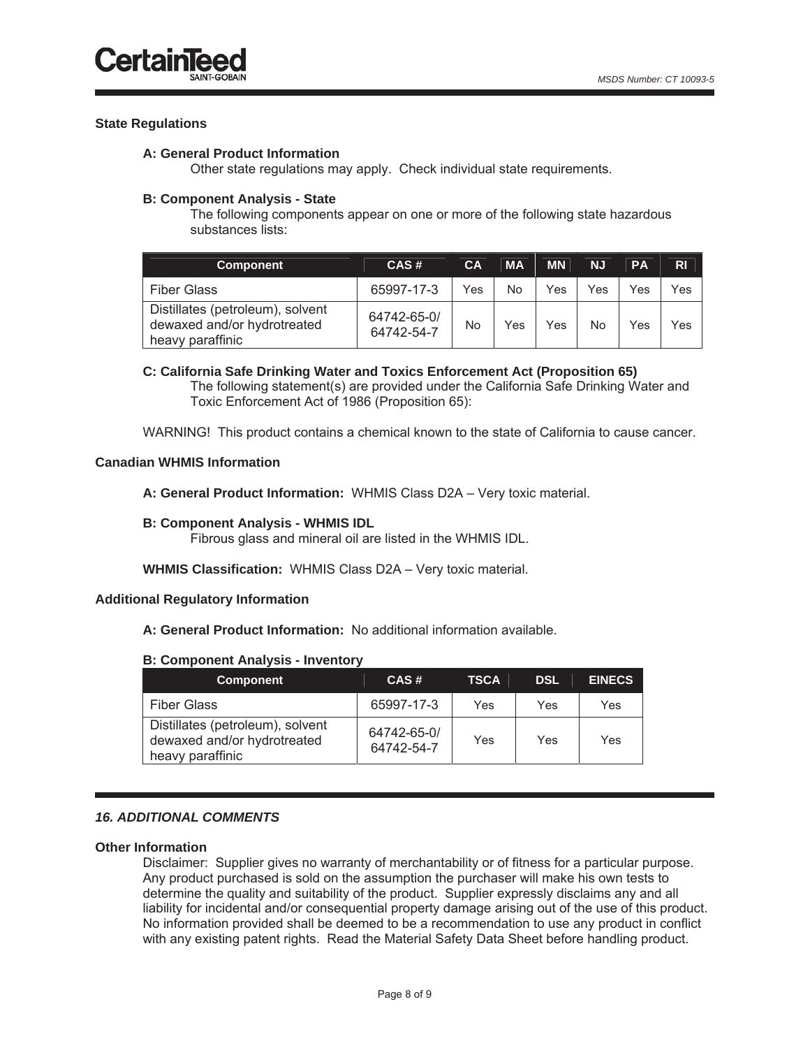### State Regulations

**A: General Product Information**

Other state regulations may apply. Check individual state requirements.

**B: Component Analysis - State**

The following components appear on one or more of the following state hazardous substances lists:

| Component | CAS # | CA | MA | MN | NJ | PA | RI |
|---|---|---|---|---|---|---|---|
| Fiber Glass | 65997-17-3 | Yes | No | Yes | Yes | Yes | Yes |
| Distillates (petroleum), solvent dewaxed and/or hydrotreated heavy paraffinic | 64742-65-0/ 64742-54-7 | No | Yes | Yes | No | Yes | Yes |

**C: California Safe Drinking Water and Toxics Enforcement Act (Proposition 65)**

The following statement(s) are provided under the California Safe Drinking Water and Toxic Enforcement Act of 1986 (Proposition 65):

WARNING! This product contains a chemical known to the state of California to cause cancer.

### Canadian WHMIS Information

**A: General Product Information:** WHMIS Class D2A – Very toxic material.

**B: Component Analysis - WHMIS IDL**

Fibrous glass and mineral oil are listed in the WHMIS IDL.

**WHMIS Classification:** WHMIS Class D2A – Very toxic material.

### Additional Regulatory Information

**A: General Product Information:** No additional information available.

**B: Component Analysis - Inventory**

| Component | CAS # | TSCA | DSL | EINECS |
|---|---|---|---|---|
| Fiber Glass | 65997-17-3 | Yes | Yes | Yes |
| Distillates (petroleum), solvent dewaxed and/or hydrotreated heavy paraffinic | 64742-65-0/ 64742-54-7 | Yes | Yes | Yes |

## *16. ADDITIONAL COMMENTS*

### Other Information

Disclaimer: Supplier gives no warranty of merchantability or of fitness for a particular purpose. Any product purchased is sold on the assumption the purchaser will make his own tests to determine the quality and suitability of the product. Supplier expressly disclaims any and all liability for incidental and/or consequential property damage arising out of the use of this product. No information provided shall be deemed to be a recommendation to use any product in conflict with any existing patent rights. Read the Material Safety Data Sheet before handling product.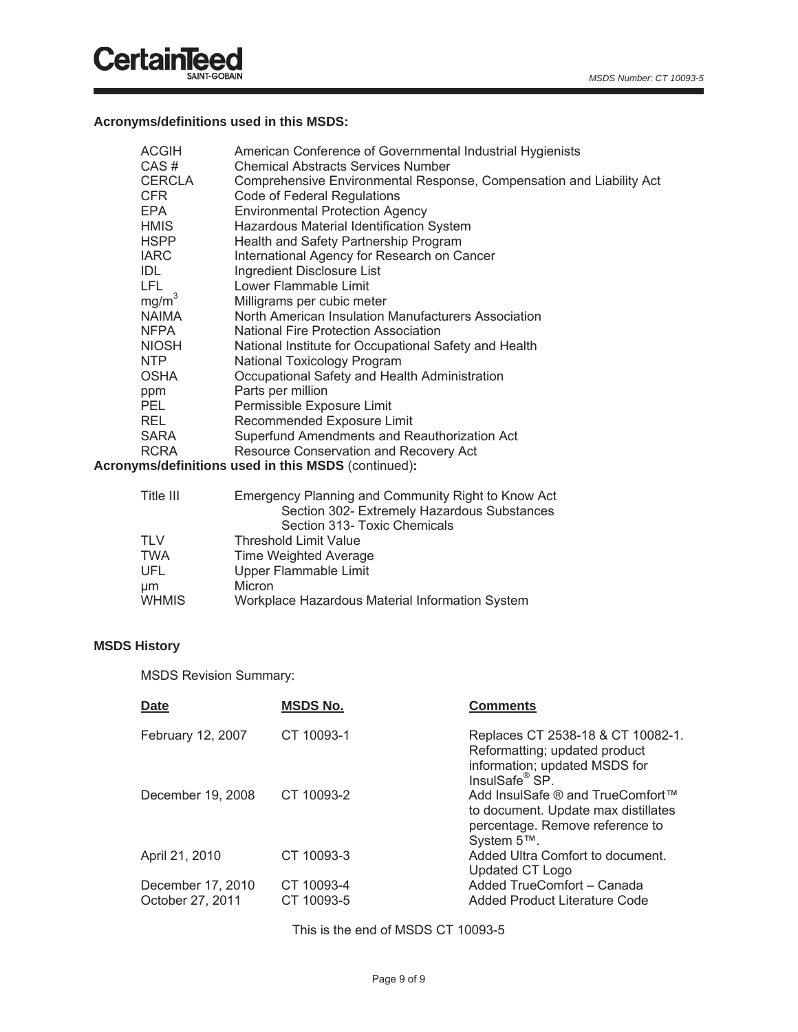**Acronyms/definitions used in this MSDS:**

| | |
|---|---|
| ACGIH | American Conference of Governmental Industrial Hygienists |
| CAS # | Chemical Abstracts Services Number |
| CERCLA | Comprehensive Environmental Response, Compensation and Liability Act |
| CFR | Code of Federal Regulations |
| EPA | Environmental Protection Agency |
| HMIS | Hazardous Material Identification System |
| HSPP | Health and Safety Partnership Program |
| IARC | International Agency for Research on Cancer |
| IDL | Ingredient Disclosure List |
| LFL | Lower Flammable Limit |
| $mg/m^3$ | Milligrams per cubic meter |
| NAIMA | North American Insulation Manufacturers Association |
| NFPA | National Fire Protection Association |
| NIOSH | National Institute for Occupational Safety and Health |
| NTP | National Toxicology Program |
| OSHA | Occupational Safety and Health Administration |
| ppm | Parts per million |
| PEL | Permissible Exposure Limit |
| REL | Recommended Exposure Limit |
| SARA | Superfund Amendments and Reauthorization Act |
| RCRA | Resource Conservation and Recovery Act |

**Acronyms/definitions used in this MSDS** (continued)**:**

| | |
|---|---|
| Title III | Emergency Planning and Community Right to Know Act<br>Section 302- Extremely Hazardous Substances<br>Section 313- Toxic Chemicals |
| TLV | Threshold Limit Value |
| TWA | Time Weighted Average |
| UFL | Upper Flammable Limit |
| µm | Micron |
| WHMIS | Workplace Hazardous Material Information System |

**MSDS History**

MSDS Revision Summary:

| Date | MSDS No. | Comments |
|---|---|---|
| February 12, 2007 | CT 10093-1 | Replaces CT 2538-18 & CT 10082-1. Reformatting; updated product information; updated MSDS for InsulSafe® SP. |
| December 19, 2008 | CT 10093-2 | Add InsulSafe ® and TrueComfort™ to document. Update max distillates percentage. Remove reference to System 5™. |
| April 21, 2010 | CT 10093-3 | Added Ultra Comfort to document. Updated CT Logo |
| December 17, 2010 | CT 10093-4 | Added TrueComfort – Canada |
| October 27, 2011 | CT 10093-5 | Added Product Literature Code |

This is the end of MSDS CT 10093-5